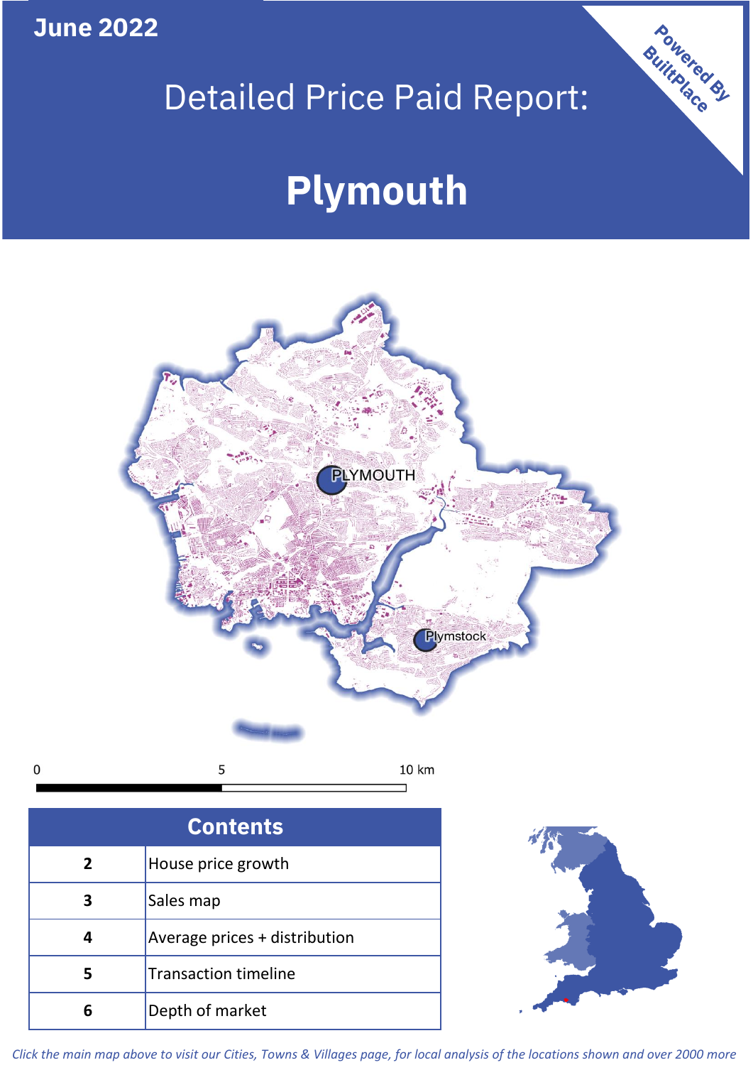June 2022

# Detailed Price Paid Report:

# Plymouth

Powered By BuiltPlace

| Contents | |
|---|---|
| 2 | House price growth |
| 3 | Sales map |
| 4 | Average prices + distribution |
| 5 | Transaction timeline |
| 6 | Depth of market |

*Click the main map above to visit our Cities, Towns & Villages page, for local analysis of the locations shown and over 2000 more*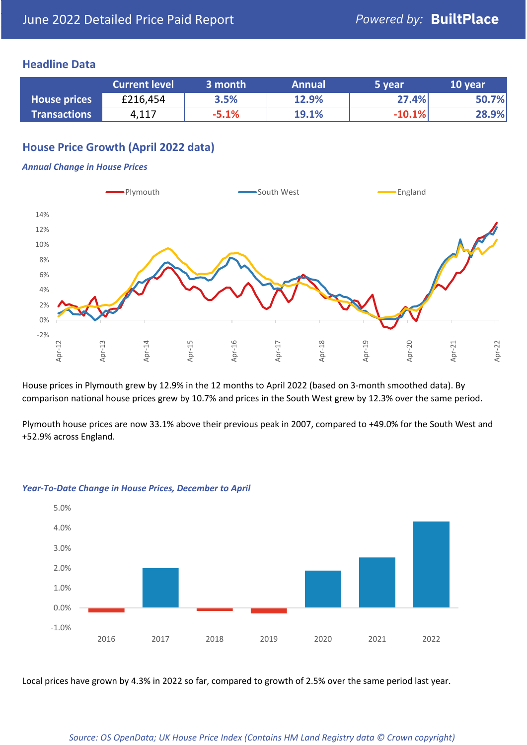# June 2022 Detailed Price Paid Report

Powered by: **BuiltPlace**

## Headline Data

| | Current level | 3 month | Annual | 5 year | 10 year |
|---|---|---|---|---|---|
| **House prices** | £216,454 | 3.5% | 12.9% | 27.4% | 50.7% |
| **Transactions** | 4,117 | -5.1% | 19.1% | -10.1% | 28.9% |

## House Price Growth (April 2022 data)

***Annual Change in House Prices***

House prices in Plymouth grew by 12.9% in the 12 months to April 2022 (based on 3-month smoothed data). By comparison national house prices grew by 10.7% and prices in the South West grew by 12.3% over the same period.

Plymouth house prices are now 33.1% above their previous peak in 2007, compared to +49.0% for the South West and +52.9% across England.

***Year-To-Date Change in House Prices, December to April***

Local prices have grown by 4.3% in 2022 so far, compared to growth of 2.5% over the same period last year.

*Source: OS OpenData; UK House Price Index (Contains HM Land Registry data © Crown copyright)*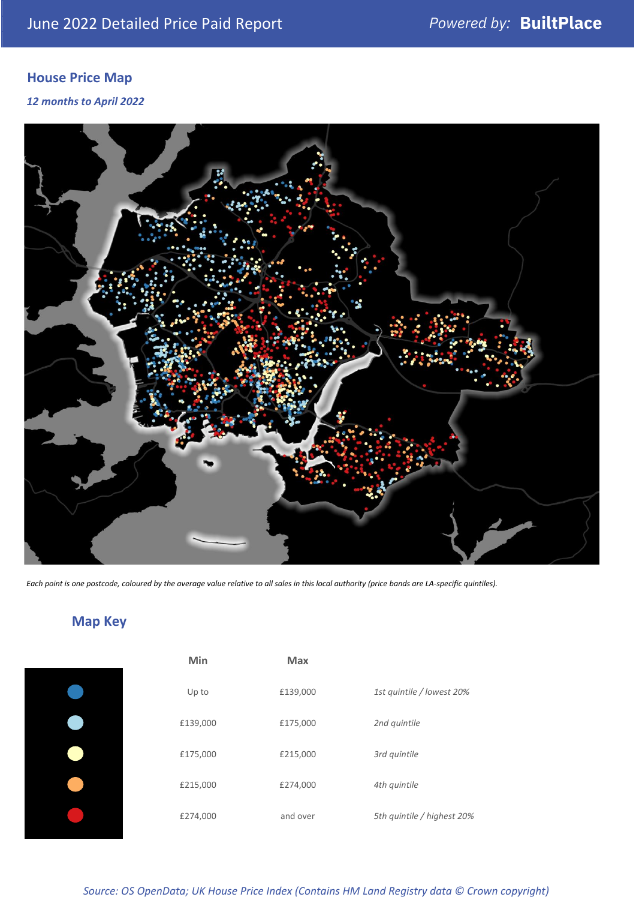## June 2022 Detailed Price Paid Report

Powered by: **BuiltPlace**

## House Price Map

*12 months to April 2022*

*Each point is one postcode, coloured by the average value relative to all sales in this local authority (price bands are LA-specific quintiles).*

## Map Key

| Min | Max | |
|---|---|---|
| Up to | £139,000 | *1st quintile / lowest 20%* |
| £139,000 | £175,000 | *2nd quintile* |
| £175,000 | £215,000 | *3rd quintile* |
| £215,000 | £274,000 | *4th quintile* |
| £274,000 | and over | *5th quintile / highest 20%* |

*Source: OS OpenData; UK House Price Index (Contains HM Land Registry data © Crown copyright)*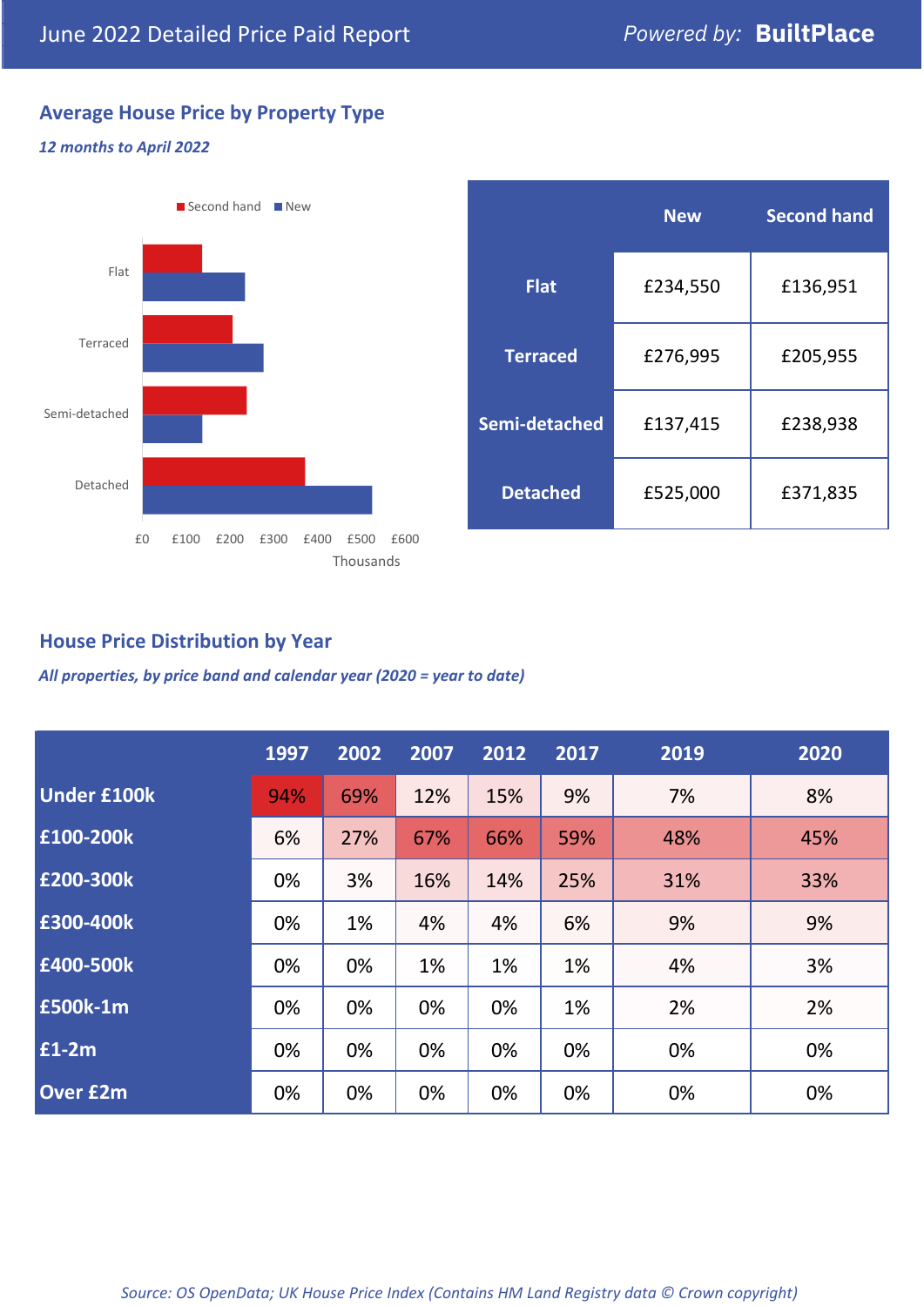June 2022 Detailed Price Paid Report

*Powered by:* **BuiltPlace**

## Average House Price by Property Type

***12 months to April 2022***

| | New | Second hand |
|---|---|---|
| **Flat** | £234,550 | £136,951 |
| **Terraced** | £276,995 | £205,955 |
| **Semi-detached** | £137,415 | £238,938 |
| **Detached** | £525,000 | £371,835 |

## House Price Distribution by Year

***All properties, by price band and calendar year (2020 = year to date)***

| | 1997 | 2002 | 2007 | 2012 | 2017 | 2019 | 2020 |
|---|---|---|---|---|---|---|---|
| **Under £100k** | 94% | 69% | 12% | 15% | 9% | 7% | 8% |
| **£100-200k** | 6% | 27% | 67% | 66% | 59% | 48% | 45% |
| **£200-300k** | 0% | 3% | 16% | 14% | 25% | 31% | 33% |
| **£300-400k** | 0% | 1% | 4% | 4% | 6% | 9% | 9% |
| **£400-500k** | 0% | 0% | 1% | 1% | 1% | 4% | 3% |
| **£500k-1m** | 0% | 0% | 0% | 0% | 1% | 2% | 2% |
| **£1-2m** | 0% | 0% | 0% | 0% | 0% | 0% | 0% |
| **Over £2m** | 0% | 0% | 0% | 0% | 0% | 0% | 0% |

*Source: OS OpenData; UK House Price Index (Contains HM Land Registry data © Crown copyright)*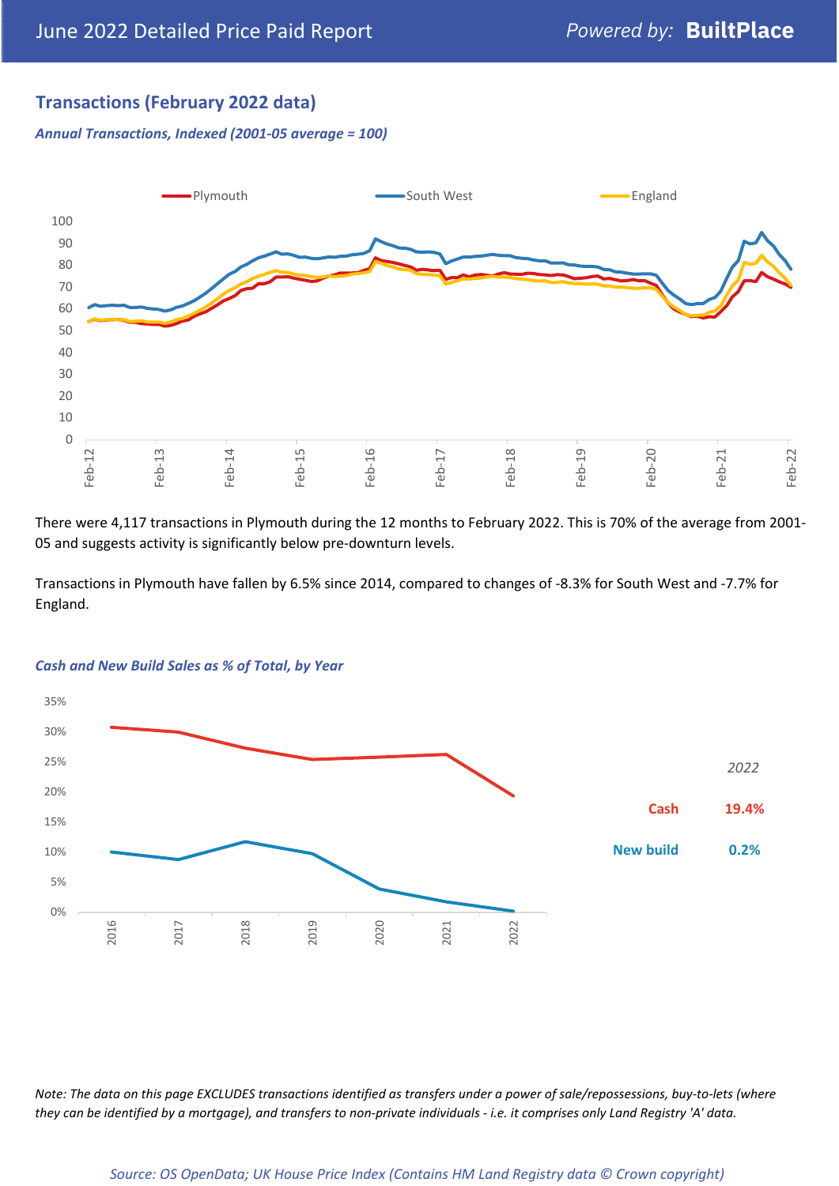## Transactions (February 2022 data)

*Annual Transactions, Indexed (2001-05 average = 100)*

There were 4,117 transactions in Plymouth during the 12 months to February 2022. This is 70% of the average from 2001-05 and suggests activity is significantly below pre-downturn levels.

Transactions in Plymouth have fallen by 6.5% since 2014, compared to changes of -8.3% for South West and -7.7% for England.

*Cash and New Build Sales as % of Total, by Year*

| 2022 | |
|---|---|
| Cash | 19.4% |
| New build | 0.2% |

*Note: The data on this page EXCLUDES transactions identified as transfers under a power of sale/repossessions, buy-to-lets (where they can be identified by a mortgage), and transfers to non-private individuals - i.e. it comprises only Land Registry 'A' data.*

*Source: OS OpenData; UK House Price Index (Contains HM Land Registry data © Crown copyright)*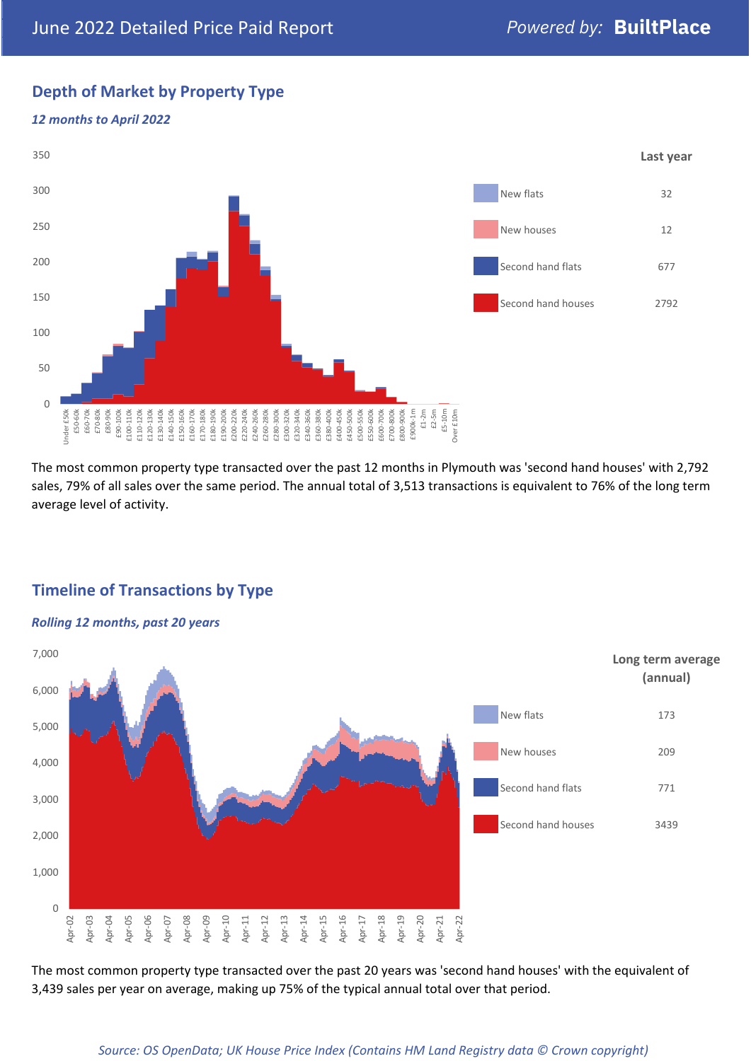June 2022 Detailed Price Paid Report

Powered by: **BuiltPlace**

## Depth of Market by Property Type

*12 months to April 2022*

350
300
250
200
150
100
50
0

Under £50k, £50-60k, £60-70k, £70-80k, £80-90k, £90-100k, £100-110k, £110-120k, £120-130k, £130-140k, £140-150k, £150-160k, £160-170k, £170-180k, £180-190k, £190-200k, £200-220k, £220-240k, £240-260k, £260-280k, £280-300k, £300-320k, £320-340k, £340-360k, £360-380k, £380-400k, £400-450k, £450-500k, £500-550k, £550-600k, £600-700k, £700-800k, £800-900k, £900k-1m, £1-2m, £2-5m, £5-10m, Over £10m

**Last year**

New flats 32

New houses 12

Second hand flats 677

Second hand houses 2792

The most common property type transacted over the past 12 months in Plymouth was 'second hand houses' with 2,792 sales, 79% of all sales over the same period. The annual total of 3,513 transactions is equivalent to 76% of the long term average level of activity.

## Timeline of Transactions by Type

*Rolling 12 months, past 20 years*

7,000
6,000
5,000
4,000
3,000
2,000
1,000
0

Apr-02, Apr-03, Apr-04, Apr-05, Apr-06, Apr-07, Apr-08, Apr-09, Apr-10, Apr-11, Apr-12, Apr-13, Apr-14, Apr-15, Apr-16, Apr-17, Apr-18, Apr-19, Apr-20, Apr-21, Apr-22

**Long term average (annual)**

New flats 173

New houses 209

Second hand flats 771

Second hand houses 3439

The most common property type transacted over the past 20 years was 'second hand houses' with the equivalent of 3,439 sales per year on average, making up 75% of the typical annual total over that period.

*Source: OS OpenData; UK House Price Index (Contains HM Land Registry data © Crown copyright)*